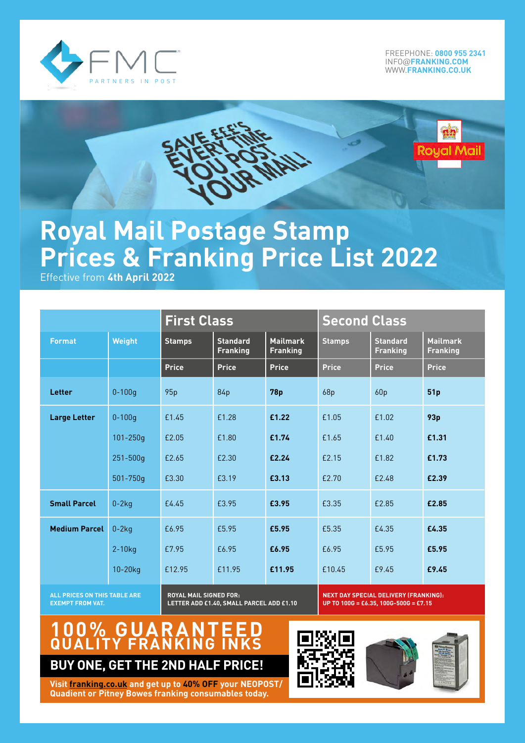FMC PARTNERS IN POST

FREEPHONE: **0800 955 2341**
INFO@**FRANKING.COM**
WWW.**FRANKING.CO.UK**

SAVE £££'S EVERY TIME YOU POST YOUR MAIL!

Royal Mail

# Royal Mail Postage Stamp Prices & Franking Price List 2022

Effective from **4th April 2022**

| Format | Weight | First Class | | | Second Class | | |
|---|---|---|---|---|---|---|---|
| | | Stamps | Standard Franking | Mailmark Franking | Stamps | Standard Franking | Mailmark Franking |
| | | Price | Price | Price | Price | Price | Price |
| **Letter** | 0-100g | 95p | 84p | **78p** | 68p | 60p | **51p** |
| **Large Letter** | 0-100g | £1.45 | £1.28 | **£1.22** | £1.05 | £1.02 | **93p** |
| | 101-250g | £2.05 | £1.80 | **£1.74** | £1.65 | £1.40 | **£1.31** |
| | 251-500g | £2.65 | £2.30 | **£2.24** | £2.15 | £1.82 | **£1.73** |
| | 501-750g | £3.30 | £3.19 | **£3.13** | £2.70 | £2.48 | **£2.39** |
| **Small Parcel** | 0-2kg | £4.45 | £3.95 | **£3.95** | £3.35 | £2.85 | **£2.85** |
| **Medium Parcel** | 0-2kg | £6.95 | £5.95 | **£5.95** | £5.35 | £4.35 | **£4.35** |
| | 2-10kg | £7.95 | £6.95 | **£6.95** | £6.95 | £5.95 | **£5.95** |
| | 10-20kg | £12.95 | £11.95 | **£11.95** | £10.45 | £9.45 | **£9.45** |

ALL PRICES ON THIS TABLE ARE EXEMPT FROM VAT.

ROYAL MAIL SIGNED FOR: LETTER ADD £1.40, SMALL PARCEL ADD £1.10

NEXT DAY SPECIAL DELIVERY (FRANKING): UP TO 100G = £6.35, 100G-500G = £7.15

## 100% GUARANTEED QUALITY FRANKING INKS

### BUY ONE, GET THE 2ND HALF PRICE!

**Visit franking.co.uk and get up to 40% OFF your NEOPOST/ Quadient or Pitney Bowes franking consumables today.**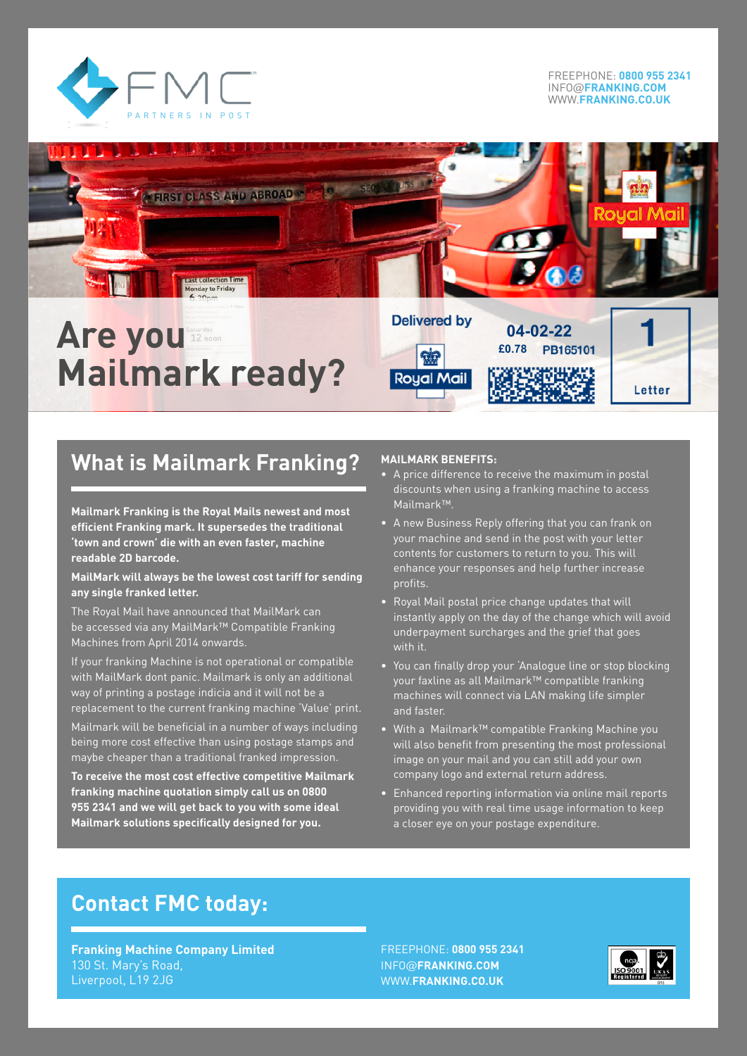FMC PARTNERS IN POST

FREEPHONE: **0800 955 2341**
INFO@**FRANKING.COM**
WWW.**FRANKING.CO.UK**

# Are you Mailmark ready?

## What is Mailmark Franking?

**Mailmark Franking is the Royal Mails newest and most efficient Franking mark. It supersedes the traditional 'town and crown' die with an even faster, machine readable 2D barcode.**

**MailMark will always be the lowest cost tariff for sending any single franked letter.**

The Royal Mail have announced that MailMark can be accessed via any MailMark™ Compatible Franking Machines from April 2014 onwards.

If your franking Machine is not operational or compatible with MailMark dont panic. Mailmark is only an additional way of printing a postage indicia and it will not be a replacement to the current franking machine 'Value' print.

Mailmark will be beneficial in a number of ways including being more cost effective than using postage stamps and maybe cheaper than a traditional franked impression.

**To receive the most cost effective competitive Mailmark franking machine quotation simply call us on 0800 955 2341 and we will get back to you with some ideal Mailmark solutions specifically designed for you.**

**MAILMARK BENEFITS:**

- A price difference to receive the maximum in postal discounts when using a franking machine to access Mailmark™.
- A new Business Reply offering that you can frank on your machine and send in the post with your letter contents for customers to return to you. This will enhance your responses and help further increase profits.
- Royal Mail postal price change updates that will instantly apply on the day of the change which will avoid underpayment surcharges and the grief that goes with it.
- You can finally drop your 'Analogue line or stop blocking your faxline as all Mailmark™ compatible franking machines will connect via LAN making life simpler and faster.
- With a Mailmark™ compatible Franking Machine you will also benefit from presenting the most professional image on your mail and you can still add your own company logo and external return address.
- Enhanced reporting information via online mail reports providing you with real time usage information to keep a closer eye on your postage expenditure.

## Contact FMC today:

**Franking Machine Company Limited**
130 St. Mary's Road,
Liverpool, L19 2JG

FREEPHONE: **0800 955 2341**
INFO@**FRANKING.COM**
WWW.**FRANKING.CO.UK**